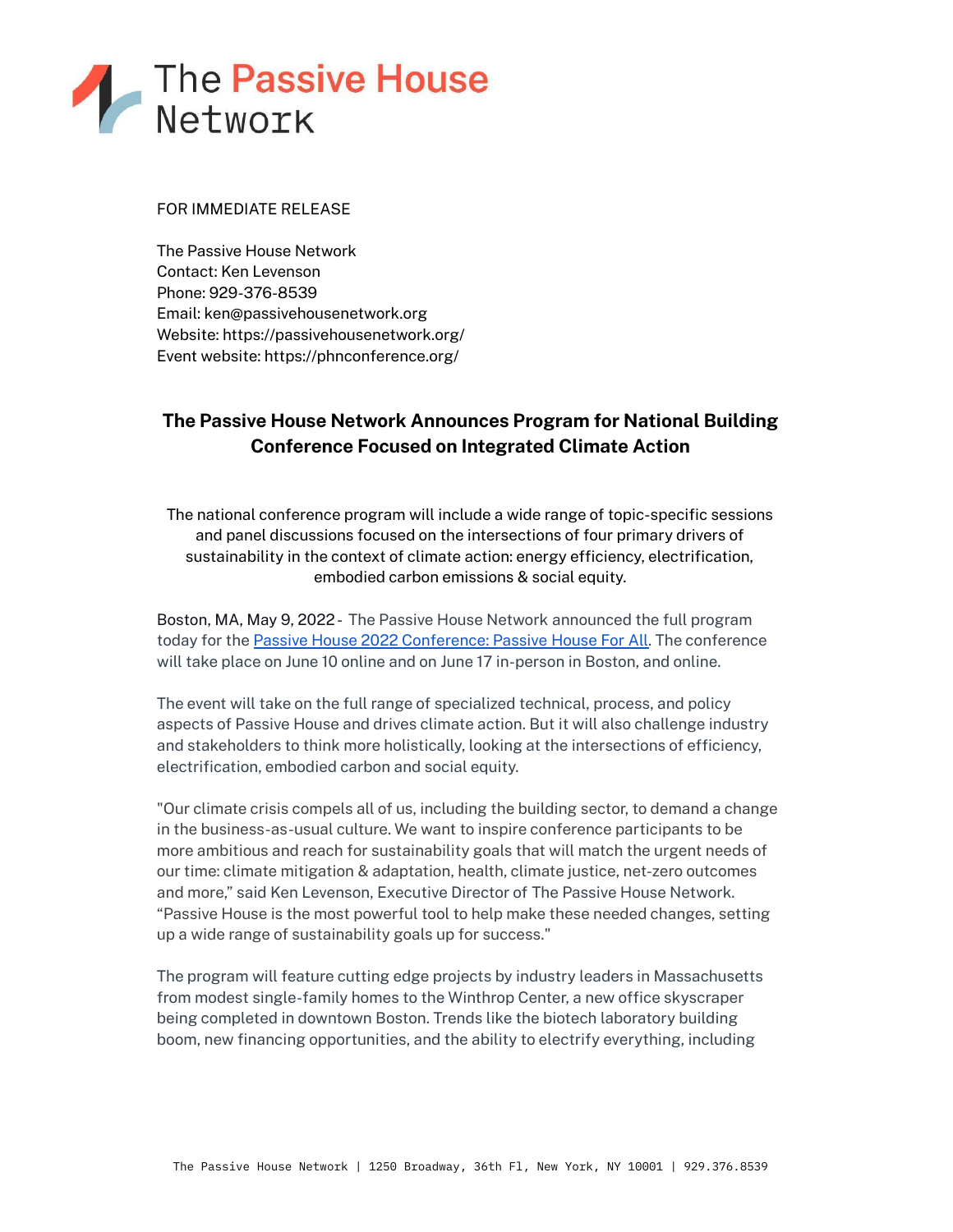# The Passive House Network

FOR IMMEDIATE RELEASE

The Passive House Network
Contact: Ken Levenson
Phone: 929-376-8539
Email: ken@passivehousenetwork.org
Website: https://passivehousenetwork.org/
Event website: https://phnconference.org/

## The Passive House Network Announces Program for National Building Conference Focused on Integrated Climate Action

The national conference program will include a wide range of topic-specific sessions and panel discussions focused on the intersections of four primary drivers of sustainability in the context of climate action: energy efficiency, electrification, embodied carbon emissions & social equity.

Boston, MA, May 9, 2022 - The Passive House Network announced the full program today for the Passive House 2022 Conference: Passive House For All. The conference will take place on June 10 online and on June 17 in-person in Boston, and online.

The event will take on the full range of specialized technical, process, and policy aspects of Passive House and drives climate action. But it will also challenge industry and stakeholders to think more holistically, looking at the intersections of efficiency, electrification, embodied carbon and social equity.

"Our climate crisis compels all of us, including the building sector, to demand a change in the business-as-usual culture. We want to inspire conference participants to be more ambitious and reach for sustainability goals that will match the urgent needs of our time: climate mitigation & adaptation, health, climate justice, net-zero outcomes and more," said Ken Levenson, Executive Director of The Passive House Network. "Passive House is the most powerful tool to help make these needed changes, setting up a wide range of sustainability goals up for success."

The program will feature cutting edge projects by industry leaders in Massachusetts from modest single-family homes to the Winthrop Center, a new office skyscraper being completed in downtown Boston. Trends like the biotech laboratory building boom, new financing opportunities, and the ability to electrify everything, including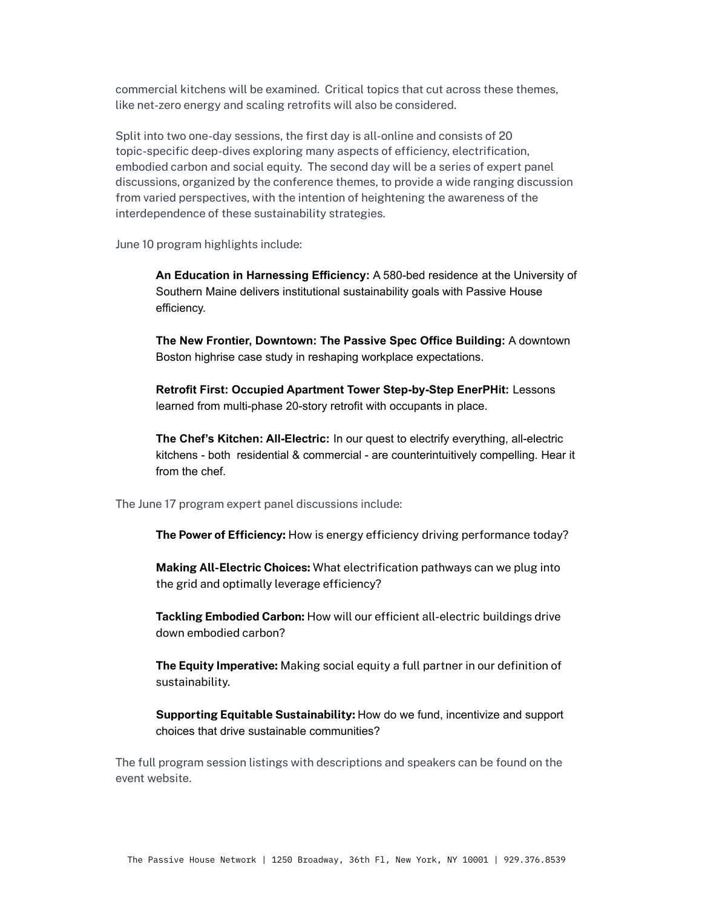commercial kitchens will be examined. Critical topics that cut across these themes, like net-zero energy and scaling retrofits will also be considered.

Split into two one-day sessions, the first day is all-online and consists of 20 topic-specific deep-dives exploring many aspects of efficiency, electrification, embodied carbon and social equity. The second day will be a series of expert panel discussions, organized by the conference themes, to provide a wide ranging discussion from varied perspectives, with the intention of heightening the awareness of the interdependence of these sustainability strategies.

June 10 program highlights include:

> **An Education in Harnessing Efficiency:** A 580-bed residence at the University of Southern Maine delivers institutional sustainability goals with Passive House efficiency.
>
> **The New Frontier, Downtown: The Passive Spec Office Building:** A downtown Boston highrise case study in reshaping workplace expectations.
>
> **Retrofit First: Occupied Apartment Tower Step-by-Step EnerPHit:** Lessons learned from multi-phase 20-story retrofit with occupants in place.
>
> **The Chef's Kitchen: All-Electric:** In our quest to electrify everything, all-electric kitchens - both residential & commercial - are counterintuitively compelling. Hear it from the chef.

The June 17 program expert panel discussions include:

> **The Power of Efficiency:** How is energy efficiency driving performance today?
>
> **Making All-Electric Choices:** What electrification pathways can we plug into the grid and optimally leverage efficiency?
>
> **Tackling Embodied Carbon:** How will our efficient all-electric buildings drive down embodied carbon?
>
> **The Equity Imperative:** Making social equity a full partner in our definition of sustainability.
>
> **Supporting Equitable Sustainability:** How do we fund, incentivize and support choices that drive sustainable communities?

The full program session listings with descriptions and speakers can be found on the event website.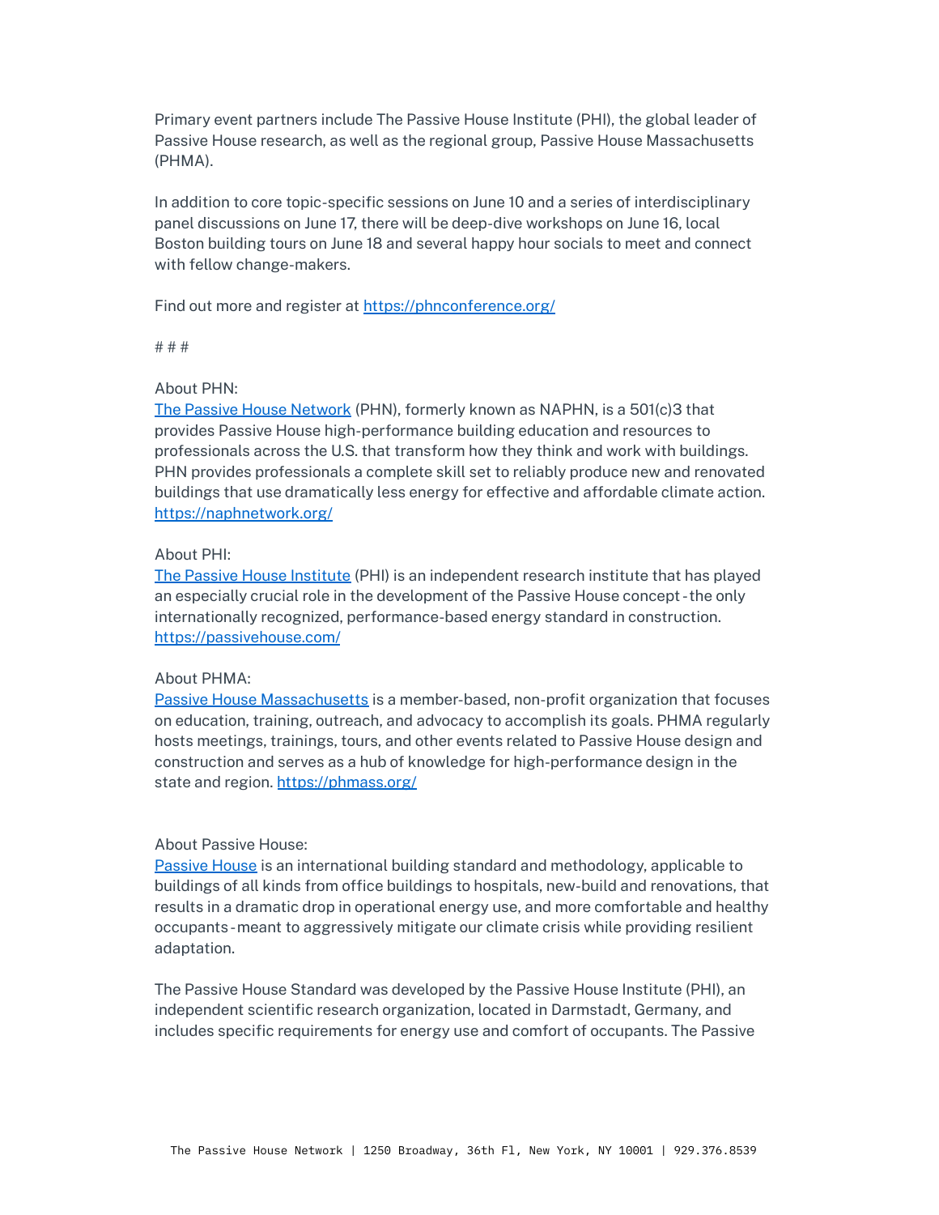Primary event partners include The Passive House Institute (PHI), the global leader of Passive House research, as well as the regional group, Passive House Massachusetts (PHMA).

In addition to core topic-specific sessions on June 10 and a series of interdisciplinary panel discussions on June 17, there will be deep-dive workshops on June 16, local Boston building tours on June 18 and several happy hour socials to meet and connect with fellow change-makers.

Find out more and register at https://phnconference.org/

# # #

About PHN:
The Passive House Network (PHN), formerly known as NAPHN, is a 501(c)3 that provides Passive House high-performance building education and resources to professionals across the U.S. that transform how they think and work with buildings. PHN provides professionals a complete skill set to reliably produce new and renovated buildings that use dramatically less energy for effective and affordable climate action. https://naphnetwork.org/

About PHI:
The Passive House Institute (PHI) is an independent research institute that has played an especially crucial role in the development of the Passive House concept - the only internationally recognized, performance-based energy standard in construction. https://passivehouse.com/

About PHMA:
Passive House Massachusetts is a member-based, non-profit organization that focuses on education, training, outreach, and advocacy to accomplish its goals. PHMA regularly hosts meetings, trainings, tours, and other events related to Passive House design and construction and serves as a hub of knowledge for high-performance design in the state and region. https://phmass.org/

About Passive House:
Passive House is an international building standard and methodology, applicable to buildings of all kinds from office buildings to hospitals, new-build and renovations, that results in a dramatic drop in operational energy use, and more comfortable and healthy occupants - meant to aggressively mitigate our climate crisis while providing resilient adaptation.

The Passive House Standard was developed by the Passive House Institute (PHI), an independent scientific research organization, located in Darmstadt, Germany, and includes specific requirements for energy use and comfort of occupants. The Passive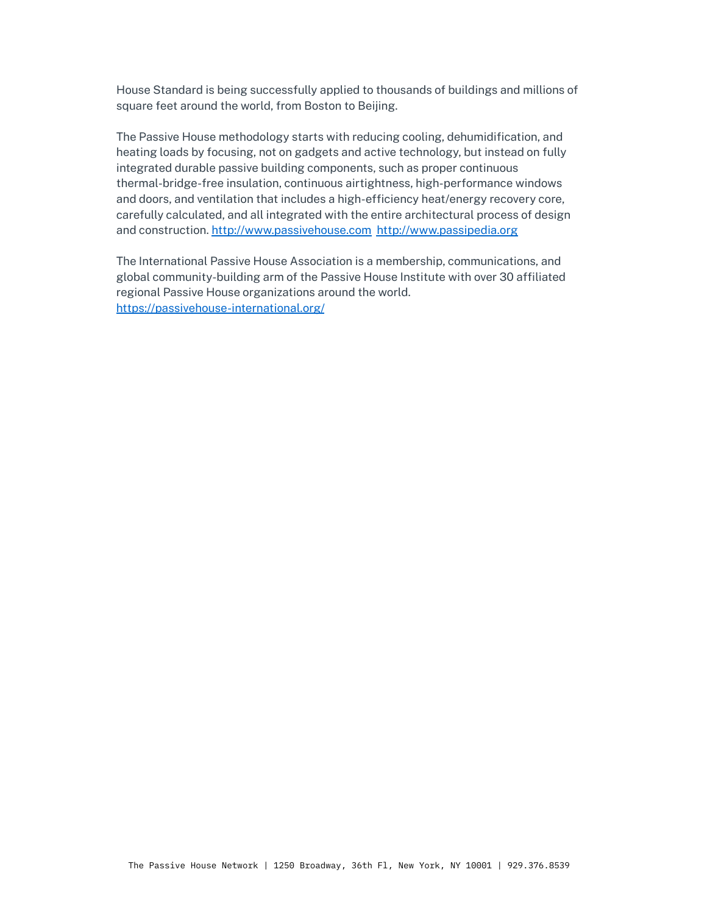House Standard is being successfully applied to thousands of buildings and millions of square feet around the world, from Boston to Beijing.

The Passive House methodology starts with reducing cooling, dehumidification, and heating loads by focusing, not on gadgets and active technology, but instead on fully integrated durable passive building components, such as proper continuous thermal-bridge-free insulation, continuous airtightness, high-performance windows and doors, and ventilation that includes a high-efficiency heat/energy recovery core, carefully calculated, and all integrated with the entire architectural process of design and construction. http://www.passivehouse.com http://www.passipedia.org

The International Passive House Association is a membership, communications, and global community-building arm of the Passive House Institute with over 30 affiliated regional Passive House organizations around the world.
https://passivehouse-international.org/